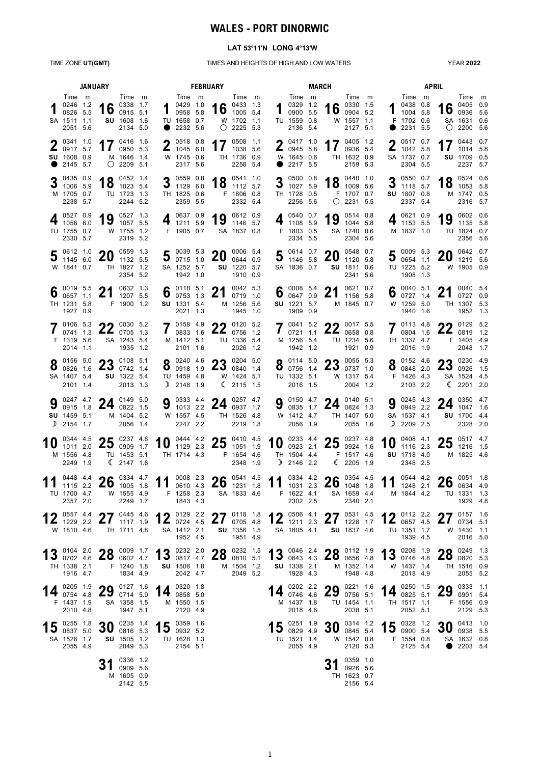# WALES - PORT DINORWIC

**LAT 53°11'N LONG 4°13'W**

TIME ZONE **UT(GMT)** — TIMES AND HEIGHTS OF HIGH AND LOW WATERS — YEAR **2022**

Moon phase symbols as printed: ● new moon, ○ full moon, ☽ first quarter, ☾ last quarter.

## JANUARY

| Date | Day | Time | m | Time | m | Time | m | Time | m |
|---|---|---|---|---|---|---|---|---|---|
| 1 | SA | 0246 | 1.2 | 0826 | 5.5 | 1511 | 1.1 | 2051 | 5.6 |
| 2 | **SU** ● | 0341 | 1.0 | 0917 | 5.7 | 1608 | 0.9 | 2145 | 5.7 |
| 3 | M | 0435 | 0.9 | 1006 | 5.9 | 1705 | 0.7 | 2238 | 5.7 |
| 4 | TU | 0527 | 0.9 | 1056 | 6.0 | 1755 | 0.7 | 2330 | 5.7 |
| 5 | W | 0612 | 1.0 | 1145 | 6.0 | 1841 | 0.7 | | |
| 6 | TH | 0019 | 5.5 | 0657 | 1.1 | 1231 | 5.8 | 1927 | 0.9 |
| 7 | F | 0106 | 5.3 | 0741 | 1.3 | 1319 | 5.6 | 2014 | 1.1 |
| 8 | SA | 0156 | 5.0 | 0826 | 1.6 | 1407 | 5.4 | 2101 | 1.4 |
| 9 | **SU** ☽ | 0247 | 4.7 | 0915 | 1.8 | 1459 | 5.1 | 2154 | 1.7 |
| 10 | M | 0344 | 4.5 | 1011 | 2.0 | 1556 | 4.8 | 2249 | 1.9 |
| 11 | TU | 0448 | 4.4 | 1115 | 2.2 | 1700 | 4.7 | 2357 | 2.0 |
| 12 | W | 0557 | 4.4 | 1229 | 2.2 | 1810 | 4.6 | | |
| 13 | TH | 0104 | 2.0 | 0702 | 4.6 | 1338 | 2.1 | 1916 | 4.7 |
| 14 | F | 0205 | 1.9 | 0754 | 4.8 | 1437 | 1.9 | 2010 | 4.8 |
| 15 | SA | 0255 | 1.8 | 0837 | 5.0 | 1526 | 1.7 | 2055 | 4.9 |
| 16 | **SU** | 0338 | 1.7 | 0915 | 5.1 | 1608 | 1.6 | 2134 | 5.0 |
| 17 | M ○ | 0416 | 1.6 | 0950 | 5.3 | 1646 | 1.4 | 2209 | 5.1 |
| 18 | TU | 0452 | 1.4 | 1023 | 5.4 | 1723 | 1.3 | 2244 | 5.2 |
| 19 | W | 0527 | 1.3 | 1057 | 5.5 | 1755 | 1.2 | 2319 | 5.2 |
| 20 | TH | 0559 | 1.3 | 1132 | 5.5 | 1827 | 1.2 | 2354 | 5.2 |
| 21 | F | 0632 | 1.3 | 1207 | 5.5 | 1900 | 1.2 | | |
| 22 | SA | 0030 | 5.2 | 0705 | 1.3 | 1243 | 5.4 | 1935 | 1.2 |
| 23 | **SU** | 0108 | 5.1 | 0742 | 1.4 | 1322 | 5.4 | 2013 | 1.3 |
| 24 | M | 0149 | 5.0 | 0822 | 1.5 | 1404 | 5.2 | 2056 | 1.4 |
| 25 | TU ☾ | 0237 | 4.8 | 0909 | 1.7 | 1453 | 5.1 | 2147 | 1.6 |
| 26 | W | 0334 | 4.7 | 1005 | 1.8 | 1555 | 4.9 | 2249 | 1.7 |
| 27 | TH | 0445 | 4.6 | 1117 | 1.9 | 1711 | 4.8 | | |
| 28 | F | 0009 | 1.7 | 0602 | 4.7 | 1240 | 1.8 | 1834 | 4.9 |
| 29 | SA | 0127 | 1.6 | 0714 | 5.0 | 1358 | 1.5 | 1947 | 5.1 |
| 30 | **SU** | 0235 | 1.4 | 0816 | 5.3 | 1505 | 1.2 | 2049 | 5.3 |
| 31 | M | 0336 | 1.2 | 0909 | 5.6 | 1605 | 0.9 | 2142 | 5.5 |

## FEBRUARY

| Date | Day | Time | m | Time | m | Time | m | Time | m |
|---|---|---|---|---|---|---|---|---|---|
| 1 | TU ● | 0429 | 1.0 | 0958 | 5.8 | 1658 | 0.7 | 2232 | 5.6 |
| 2 | W | 0518 | 0.8 | 1045 | 6.0 | 1745 | 0.6 | 2317 | 5.6 |
| 3 | TH | 0559 | 0.8 | 1129 | 6.0 | 1825 | 0.6 | 2359 | 5.5 |
| 4 | F | 0637 | 0.9 | 1211 | 5.9 | 1905 | 0.7 | | |
| 5 | SA | 0039 | 5.3 | 0715 | 1.0 | 1252 | 5.7 | 1942 | 1.0 |
| 6 | **SU** | 0118 | 5.1 | 0753 | 1.3 | 1331 | 5.4 | 2021 | 1.3 |
| 7 | M | 0158 | 4.9 | 0833 | 1.6 | 1412 | 5.1 | 2101 | 1.6 |
| 8 | TU ☽ | 0240 | 4.6 | 0918 | 1.9 | 1459 | 4.8 | 2148 | 1.9 |
| 9 | W | 0333 | 4.4 | 1013 | 2.2 | 1557 | 4.5 | 2247 | 2.2 |
| 10 | TH | 0444 | 4.2 | 1129 | 2.3 | 1714 | 4.3 | | |
| 11 | F | 0008 | 2.3 | 0610 | 4.3 | 1258 | 2.3 | 1843 | 4.3 |
| 12 | SA | 0129 | 2.2 | 0724 | 4.5 | 1412 | 2.1 | 1952 | 4.5 |
| 13 | **SU** | 0232 | 2.0 | 0817 | 4.7 | 1508 | 1.8 | 2042 | 4.7 |
| 14 | M | 0320 | 1.8 | 0858 | 5.0 | 1550 | 1.5 | 2120 | 4.9 |
| 15 | TU | 0359 | 1.6 | 0932 | 5.2 | 1628 | 1.3 | 2154 | 5.1 |
| 16 | W ○ | 0433 | 1.3 | 1005 | 5.4 | 1702 | 1.1 | 2225 | 5.3 |
| 17 | TH | 0508 | 1.1 | 1038 | 5.6 | 1736 | 0.9 | 2258 | 5.4 |
| 18 | F | 0541 | 1.0 | 1112 | 5.7 | 1806 | 0.8 | 2332 | 5.4 |
| 19 | SA | 0612 | 0.9 | 1146 | 5.7 | 1837 | 0.8 | | |
| 20 | **SU** | 0006 | 5.4 | 0644 | 0.9 | 1220 | 5.7 | 1910 | 0.9 |
| 21 | M | 0042 | 5.3 | 0719 | 1.0 | 1256 | 5.6 | 1945 | 1.0 |
| 22 | TU | 0120 | 5.2 | 0756 | 1.2 | 1336 | 5.4 | 2026 | 1.2 |
| 23 | W ☾ | 0204 | 5.0 | 0840 | 1.4 | 1424 | 5.1 | 2115 | 1.5 |
| 24 | TH | 0257 | 4.7 | 0937 | 1.7 | 1526 | 4.8 | 2219 | 1.8 |
| 25 | F | 0410 | 4.5 | 1051 | 1.9 | 1654 | 4.6 | 2348 | 1.9 |
| 26 | SA | 0541 | 4.5 | 1231 | 1.8 | 1833 | 4.6 | | |
| 27 | **SU** | 0118 | 1.8 | 0705 | 4.8 | 1356 | 1.5 | 1951 | 4.9 |
| 28 | M | 0232 | 1.5 | 0810 | 5.1 | 1504 | 1.2 | 2049 | 5.2 |

## MARCH

| Date | Day | Time | m | Time | m | Time | m | Time | m |
|---|---|---|---|---|---|---|---|---|---|
| 1 | TU | 0329 | 1.2 | 0900 | 5.5 | 1559 | 0.8 | 2136 | 5.4 |
| 2 | W ● | 0417 | 1.0 | 0945 | 5.8 | 1645 | 0.6 | 2217 | 5.5 |
| 3 | TH | 0500 | 0.8 | 1027 | 5.9 | 1728 | 0.5 | 2256 | 5.6 |
| 4 | F | 0540 | 0.7 | 1108 | 5.9 | 1803 | 0.5 | 2334 | 5.5 |
| 5 | SA | 0614 | 0.7 | 1146 | 5.8 | 1836 | 0.7 | | |
| 6 | **SU** | 0008 | 5.4 | 0647 | 0.9 | 1221 | 5.7 | 1909 | 0.9 |
| 7 | M | 0041 | 5.2 | 0721 | 1.1 | 1256 | 5.4 | 1942 | 1.2 |
| 8 | TU | 0114 | 5.0 | 0756 | 1.4 | 1332 | 5.1 | 2016 | 1.5 |
| 9 | W | 0150 | 4.7 | 0835 | 1.7 | 1412 | 4.7 | 2056 | 1.9 |
| 10 | TH ☽ | 0233 | 4.4 | 0923 | 2.1 | 1504 | 4.4 | 2146 | 2.2 |
| 11 | F | 0334 | 4.2 | 1031 | 2.3 | 1622 | 4.1 | 2302 | 2.5 |
| 12 | SA | 0506 | 4.1 | 1211 | 2.3 | 1805 | 4.1 | | |
| 13 | **SU** | 0046 | 2.4 | 0643 | 4.3 | 1338 | 2.1 | 1928 | 4.3 |
| 14 | M | 0202 | 2.2 | 0746 | 4.6 | 1437 | 1.8 | 2018 | 4.6 |
| 15 | TU | 0251 | 1.9 | 0829 | 4.9 | 1521 | 1.4 | 2055 | 4.9 |
| 16 | W | 0330 | 1.5 | 0904 | 5.2 | 1557 | 1.1 | 2127 | 5.1 |
| 17 | TH | 0405 | 1.2 | 0936 | 5.4 | 1632 | 0.9 | 2159 | 5.3 |
| 18 | F ○ | 0440 | 1.0 | 1009 | 5.6 | 1707 | 0.7 | 2231 | 5.5 |
| 19 | SA | 0514 | 0.8 | 1044 | 5.8 | 1740 | 0.6 | 2304 | 5.6 |
| 20 | **SU** | 0548 | 0.7 | 1120 | 5.8 | 1811 | 0.6 | 2341 | 5.6 |
| 21 | M | 0621 | 0.7 | 1156 | 5.8 | 1845 | 0.7 | | |
| 22 | TU | 0017 | 5.5 | 0658 | 0.8 | 1234 | 5.6 | 1921 | 0.9 |
| 23 | W | 0055 | 5.3 | 0737 | 1.0 | 1317 | 5.4 | 2004 | 1.2 |
| 24 | TH | 0140 | 5.1 | 0824 | 1.3 | 1407 | 5.0 | 2055 | 1.6 |
| 25 | F ☾ | 0237 | 4.8 | 0924 | 1.6 | 1517 | 4.6 | 2205 | 1.9 |
| 26 | SA | 0354 | 4.5 | 1048 | 1.8 | 1659 | 4.4 | 2340 | 2.1 |
| 27 | **SU** | 0531 | 4.5 | 1228 | 1.7 | 1837 | 4.6 | | |
| 28 | M | 0112 | 1.9 | 0656 | 4.8 | 1352 | 1.4 | 1948 | 4.8 |
| 29 | TU | 0221 | 1.6 | 0756 | 5.1 | 1454 | 1.1 | 2038 | 5.1 |
| 30 | W | 0314 | 1.2 | 0845 | 5.4 | 1542 | 0.8 | 2120 | 5.3 |
| 31 | TH | 0359 | 1.0 | 0926 | 5.6 | 1623 | 0.7 | 2156 | 5.4 |

## APRIL

| Date | Day | Time | m | Time | m | Time | m | Time | m |
|---|---|---|---|---|---|---|---|---|---|
| 1 | F ● | 0438 | 0.8 | 1004 | 5.8 | 1702 | 0.6 | 2231 | 5.5 |
| 2 | SA | 0517 | 0.7 | 1042 | 5.8 | 1737 | 0.7 | 2304 | 5.5 |
| 3 | **SU** | 0550 | 0.7 | 1118 | 5.7 | 1807 | 0.8 | 2337 | 5.4 |
| 4 | M | 0621 | 0.9 | 1153 | 5.5 | 1837 | 1.0 | | |
| 5 | TU | 0009 | 5.3 | 0654 | 1.1 | 1225 | 5.2 | 1908 | 1.3 |
| 6 | W | 0040 | 5.1 | 0727 | 1.4 | 1259 | 5.0 | 1940 | 1.6 |
| 7 | TH | 0113 | 4.8 | 0804 | 1.6 | 1337 | 4.7 | 2016 | 1.9 |
| 8 | F | 0152 | 4.6 | 0848 | 2.0 | 1426 | 4.3 | 2103 | 2.2 |
| 9 | SA ☽ | 0245 | 4.3 | 0949 | 2.2 | 1537 | 4.1 | 2209 | 2.5 |
| 10 | **SU** | 0408 | 4.1 | 1116 | 2.3 | 1718 | 4.0 | 2348 | 2.5 |
| 11 | M | 0544 | 4.2 | 1248 | 2.1 | 1844 | 4.2 | | |
| 12 | TU | 0112 | 2.2 | 0657 | 4.5 | 1351 | 1.7 | 1939 | 4.5 |
| 13 | W | 0208 | 1.9 | 0746 | 4.8 | 1437 | 1.4 | 2018 | 4.9 |
| 14 | TH | 0250 | 1.5 | 0825 | 5.1 | 1517 | 1.1 | 2052 | 5.1 |
| 15 | F | 0328 | 1.2 | 0900 | 5.4 | 1554 | 0.8 | 2125 | 5.4 |
| 16 | SA ○ | 0405 | 0.9 | 0936 | 5.6 | 1631 | 0.6 | 2200 | 5.6 |
| 17 | **SU** | 0443 | 0.7 | 1014 | 5.8 | 1709 | 0.5 | 2237 | 5.7 |
| 18 | M | 0524 | 0.6 | 1053 | 5.8 | 1747 | 0.5 | 2316 | 5.7 |
| 19 | TU | 0602 | 0.6 | 1135 | 5.8 | 1824 | 0.7 | 2356 | 5.6 |
| 20 | W | 0642 | 0.7 | 1219 | 5.6 | 1905 | 0.9 | | |
| 21 | TH | 0040 | 5.4 | 0727 | 0.9 | 1307 | 5.3 | 1952 | 1.3 |
| 22 | F | 0129 | 5.2 | 0819 | 1.2 | 1405 | 4.9 | 2048 | 1.7 |
| 23 | SA ☾ | 0230 | 4.9 | 0926 | 1.5 | 1524 | 4.5 | 2201 | 2.0 |
| 24 | **SU** | 0350 | 4.7 | 1047 | 1.6 | 1700 | 4.4 | 2328 | 2.0 |
| 25 | M | 0517 | 4.7 | 1216 | 1.5 | 1825 | 4.6 | | |
| 26 | TU | 0051 | 1.8 | 0634 | 4.9 | 1331 | 1.3 | 1929 | 4.8 |
| 27 | W | 0157 | 1.6 | 0734 | 5.1 | 1430 | 1.1 | 2016 | 5.0 |
| 28 | TH | 0249 | 1.3 | 0820 | 5.3 | 1516 | 0.9 | 2055 | 5.2 |
| 29 | F | 0333 | 1.1 | 0901 | 5.4 | 1556 | 0.9 | 2129 | 5.3 |
| 30 | SA ● | 0413 | 1.0 | 0938 | 5.5 | 1632 | 0.8 | 2203 | 5.4 |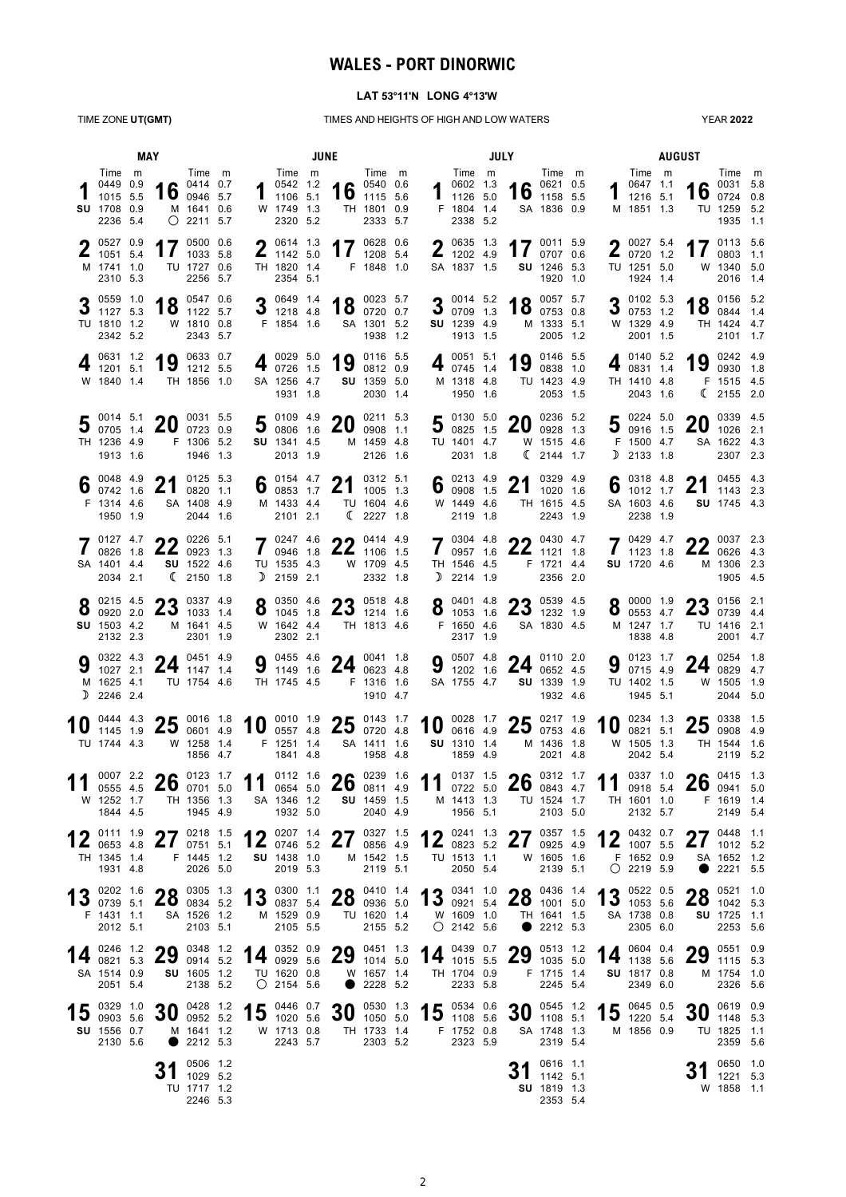# WALES - PORT DINORWIC

**LAT 53°11'N LONG 4°13'W**

TIME ZONE **UT(GMT)** — TIMES AND HEIGHTS OF HIGH AND LOW WATERS — YEAR **2022**

## MAY

| Date | Day | Time | m | Time | m | Time | m | Time | m |
|---|---|---|---|---|---|---|---|---|---|
| 1 | SU | 0449 | 0.9 | 1015 | 5.5 | 1708 | 0.9 | 2236 | 5.4 |
| 2 | M | 0527 | 0.9 | 1051 | 5.4 | 1741 | 1.0 | 2310 | 5.3 |
| 3 | TU | 0559 | 1.0 | 1127 | 5.3 | 1810 | 1.2 | 2342 | 5.2 |
| 4 | W | 0631 | 1.2 | 1201 | 5.1 | 1840 | 1.4 | | |
| 5 | TH | 0014 | 5.1 | 0705 | 1.4 | 1236 | 4.9 | 1913 | 1.6 |
| 6 | F | 0048 | 4.9 | 0742 | 1.6 | 1314 | 4.6 | 1950 | 1.9 |
| 7 | SA | 0127 | 4.7 | 0826 | 1.8 | 1401 | 4.4 | 2034 | 2.1 |
| 8 | SU | 0215 | 4.5 | 0920 | 2.0 | 1503 | 4.2 | 2132 | 2.3 |
| 9 | M ☽ | 0322 | 4.3 | 1027 | 2.1 | 1625 | 4.1 | 2246 | 2.4 |
| 10 | TU | 0444 | 4.3 | 1145 | 1.9 | 1744 | 4.3 | | |
| 11 | W | 0007 | 2.2 | 0555 | 4.5 | 1252 | 1.7 | 1844 | 4.5 |
| 12 | TH | 0111 | 1.9 | 0653 | 4.8 | 1345 | 1.4 | 1931 | 4.8 |
| 13 | F | 0202 | 1.6 | 0739 | 5.1 | 1431 | 1.1 | 2012 | 5.1 |
| 14 | SA | 0246 | 1.2 | 0821 | 5.3 | 1514 | 0.9 | 2051 | 5.4 |
| 15 | SU | 0329 | 1.0 | 0903 | 5.6 | 1556 | 0.7 | 2130 | 5.6 |
| 16 | M ○ | 0414 | 0.7 | 0946 | 5.7 | 1641 | 0.6 | 2211 | 5.7 |
| 17 | TU | 0500 | 0.6 | 1033 | 5.8 | 1727 | 0.6 | 2256 | 5.7 |
| 18 | W | 0547 | 0.6 | 1122 | 5.7 | 1810 | 0.8 | 2343 | 5.7 |
| 19 | TH | 0633 | 0.7 | 1212 | 5.5 | 1856 | 1.0 | | |
| 20 | F | 0031 | 5.5 | 0723 | 0.9 | 1306 | 5.2 | 1946 | 1.3 |
| 21 | SA | 0125 | 5.3 | 0820 | 1.1 | 1408 | 4.9 | 2044 | 1.6 |
| 22 | SU ☾ | 0226 | 5.1 | 0923 | 1.3 | 1522 | 4.6 | 2150 | 1.8 |
| 23 | M | 0337 | 4.9 | 1033 | 1.4 | 1641 | 4.5 | 2301 | 1.9 |
| 24 | TU | 0451 | 4.9 | 1147 | 1.4 | 1754 | 4.6 | | |
| 25 | W | 0016 | 1.8 | 0601 | 4.9 | 1258 | 1.4 | 1856 | 4.7 |
| 26 | TH | 0123 | 1.7 | 0701 | 5.0 | 1356 | 1.3 | 1945 | 4.9 |
| 27 | F | 0218 | 1.5 | 0751 | 5.1 | 1445 | 1.2 | 2026 | 5.0 |
| 28 | SA | 0305 | 1.3 | 0834 | 5.2 | 1526 | 1.2 | 2103 | 5.1 |
| 29 | SU | 0348 | 1.2 | 0914 | 5.2 | 1605 | 1.2 | 2138 | 5.2 |
| 30 | M ● | 0428 | 1.2 | 0952 | 5.2 | 1641 | 1.2 | 2212 | 5.3 |
| 31 | TU | 0506 | 1.2 | 1029 | 5.2 | 1717 | 1.2 | 2246 | 5.3 |

## JUNE

| Date | Day | Time | m | Time | m | Time | m | Time | m |
|---|---|---|---|---|---|---|---|---|---|
| 1 | W | 0542 | 1.2 | 1106 | 5.1 | 1749 | 1.3 | 2320 | 5.2 |
| 2 | TH | 0614 | 1.3 | 1142 | 5.0 | 1820 | 1.4 | 2354 | 5.1 |
| 3 | F | 0649 | 1.4 | 1218 | 4.8 | 1854 | 1.6 | | |
| 4 | SA | 0029 | 5.0 | 0726 | 1.5 | 1256 | 4.7 | 1931 | 1.8 |
| 5 | SU | 0109 | 4.9 | 0806 | 1.6 | 1341 | 4.5 | 2013 | 1.9 |
| 6 | M | 0154 | 4.7 | 0853 | 1.7 | 1433 | 4.4 | 2101 | 2.1 |
| 7 | TU ☽ | 0247 | 4.6 | 0946 | 1.8 | 1535 | 4.3 | 2159 | 2.1 |
| 8 | W | 0350 | 4.6 | 1045 | 1.8 | 1642 | 4.4 | 2302 | 2.1 |
| 9 | TH | 0455 | 4.6 | 1149 | 1.6 | 1745 | 4.5 | | |
| 10 | F | 0010 | 1.9 | 0557 | 4.8 | 1251 | 1.4 | 1841 | 4.8 |
| 11 | SA | 0112 | 1.6 | 0654 | 5.0 | 1346 | 1.2 | 1932 | 5.0 |
| 12 | SU | 0207 | 1.4 | 0746 | 5.2 | 1438 | 1.0 | 2019 | 5.3 |
| 13 | M | 0300 | 1.1 | 0837 | 5.4 | 1529 | 0.9 | 2105 | 5.5 |
| 14 | TU ○ | 0352 | 0.9 | 0929 | 5.6 | 1620 | 0.8 | 2154 | 5.6 |
| 15 | W | 0446 | 0.7 | 1020 | 5.6 | 1713 | 0.8 | 2243 | 5.7 |
| 16 | TH | 0540 | 0.6 | 1115 | 5.6 | 1801 | 0.9 | 2333 | 5.7 |
| 17 | F | 0628 | 0.6 | 1208 | 5.4 | 1848 | 1.0 | | |
| 18 | SA | 0023 | 5.7 | 0720 | 0.7 | 1301 | 5.2 | 1938 | 1.2 |
| 19 | SU | 0116 | 5.5 | 0812 | 0.9 | 1359 | 5.0 | 2030 | 1.4 |
| 20 | M | 0211 | 5.3 | 0908 | 1.1 | 1459 | 4.8 | 2126 | 1.6 |
| 21 | TU ☾ | 0312 | 5.1 | 1005 | 1.3 | 1604 | 4.6 | 2227 | 1.8 |
| 22 | W | 0414 | 4.9 | 1106 | 1.5 | 1709 | 4.5 | 2332 | 1.8 |
| 23 | TH | 0518 | 4.8 | 1214 | 1.6 | 1813 | 4.6 | | |
| 24 | F | 0041 | 1.8 | 0623 | 4.8 | 1316 | 1.6 | 1910 | 4.7 |
| 25 | SA | 0143 | 1.7 | 0720 | 4.8 | 1411 | 1.6 | 1958 | 4.8 |
| 26 | SU | 0239 | 1.6 | 0811 | 4.9 | 1459 | 1.5 | 2040 | 4.9 |
| 27 | M | 0327 | 1.5 | 0856 | 4.9 | 1542 | 1.5 | 2119 | 5.1 |
| 28 | TU | 0410 | 1.4 | 0936 | 5.0 | 1620 | 1.4 | 2155 | 5.2 |
| 29 | W ● | 0451 | 1.3 | 1014 | 5.0 | 1657 | 1.4 | 2228 | 5.2 |
| 30 | TH | 0530 | 1.3 | 1050 | 5.0 | 1733 | 1.4 | 2303 | 5.2 |

## JULY

| Date | Day | Time | m | Time | m | Time | m | Time | m |
|---|---|---|---|---|---|---|---|---|---|
| 1 | F | 0602 | 1.3 | 1126 | 5.0 | 1804 | 1.4 | 2338 | 5.2 |
| 2 | SA | 0635 | 1.3 | 1202 | 4.9 | 1837 | 1.5 | | |
| 3 | SU | 0014 | 5.2 | 0709 | 1.3 | 1239 | 4.9 | 1913 | 1.5 |
| 4 | M | 0051 | 5.1 | 0745 | 1.4 | 1318 | 4.8 | 1950 | 1.6 |
| 5 | TU | 0130 | 5.0 | 0825 | 1.5 | 1401 | 4.7 | 2031 | 1.8 |
| 6 | W | 0213 | 4.9 | 0908 | 1.5 | 1449 | 4.6 | 2119 | 1.8 |
| 7 | TH ☽ | 0304 | 4.8 | 0957 | 1.6 | 1546 | 4.5 | 2214 | 1.9 |
| 8 | F | 0401 | 4.8 | 1053 | 1.6 | 1650 | 4.6 | 2317 | 1.9 |
| 9 | SA | 0507 | 4.8 | 1202 | 1.6 | 1755 | 4.7 | | |
| 10 | SU | 0028 | 1.7 | 0616 | 4.9 | 1310 | 1.4 | 1859 | 4.9 |
| 11 | M | 0137 | 1.5 | 0722 | 5.0 | 1413 | 1.3 | 1956 | 5.1 |
| 12 | TU | 0241 | 1.3 | 0823 | 5.2 | 1513 | 1.1 | 2050 | 5.4 |
| 13 | W ○ | 0341 | 1.0 | 0921 | 5.4 | 1609 | 1.0 | 2142 | 5.6 |
| 14 | TH | 0439 | 0.7 | 1015 | 5.5 | 1704 | 0.9 | 2233 | 5.8 |
| 15 | F | 0534 | 0.6 | 1108 | 5.6 | 1752 | 0.8 | 2323 | 5.9 |
| 16 | SA | 0621 | 0.5 | 1158 | 5.5 | 1836 | 0.9 | | |
| 17 | SU | 0011 | 5.9 | 0707 | 0.6 | 1246 | 5.3 | 1920 | 1.0 |
| 18 | M | 0057 | 5.7 | 0753 | 0.8 | 1333 | 5.1 | 2005 | 1.2 |
| 19 | TU | 0146 | 5.5 | 0838 | 1.0 | 1423 | 4.9 | 2053 | 1.5 |
| 20 | W ☾ | 0236 | 5.2 | 0928 | 1.3 | 1515 | 4.6 | 2144 | 1.7 |
| 21 | TH | 0329 | 4.9 | 1020 | 1.6 | 1615 | 4.5 | 2243 | 1.9 |
| 22 | F | 0430 | 4.7 | 1121 | 1.8 | 1721 | 4.4 | 2356 | 2.0 |
| 23 | SA | 0539 | 4.5 | 1232 | 1.9 | 1830 | 4.5 | | |
| 24 | SU | 0110 | 2.0 | 0652 | 4.5 | 1339 | 1.9 | 1932 | 4.6 |
| 25 | M | 0217 | 1.9 | 0753 | 4.6 | 1436 | 1.8 | 2021 | 4.8 |
| 26 | TU | 0312 | 1.7 | 0843 | 4.7 | 1524 | 1.7 | 2103 | 5.0 |
| 27 | W | 0357 | 1.5 | 0925 | 4.9 | 1605 | 1.6 | 2139 | 5.1 |
| 28 | TH ● | 0436 | 1.4 | 1001 | 5.0 | 1641 | 1.5 | 2212 | 5.3 |
| 29 | F | 0513 | 1.2 | 1035 | 5.0 | 1715 | 1.4 | 2245 | 5.4 |
| 30 | SA | 0545 | 1.2 | 1108 | 5.1 | 1748 | 1.3 | 2319 | 5.4 |
| 31 | SU | 0616 | 1.1 | 1142 | 5.1 | 1819 | 1.3 | 2353 | 5.4 |

## AUGUST

| Date | Day | Time | m | Time | m | Time | m | Time | m |
|---|---|---|---|---|---|---|---|---|---|
| 1 | M | 0647 | 1.1 | 1216 | 5.1 | 1851 | 1.3 | | |
| 2 | TU | 0027 | 5.4 | 0720 | 1.2 | 1251 | 5.0 | 1924 | 1.4 |
| 3 | W | 0102 | 5.3 | 0753 | 1.2 | 1329 | 4.9 | 2001 | 1.5 |
| 4 | TH | 0140 | 5.2 | 0831 | 1.4 | 1410 | 4.8 | 2043 | 1.6 |
| 5 | F ☽ | 0224 | 5.0 | 0916 | 1.5 | 1500 | 4.7 | 2133 | 1.8 |
| 6 | SA | 0318 | 4.8 | 1012 | 1.7 | 1603 | 4.6 | 2238 | 1.9 |
| 7 | SU | 0429 | 4.7 | 1123 | 1.8 | 1720 | 4.6 | | |
| 8 | M | 0000 | 1.9 | 0553 | 4.7 | 1247 | 1.7 | 1838 | 4.8 |
| 9 | TU | 0123 | 1.7 | 0715 | 4.9 | 1402 | 1.5 | 1945 | 5.1 |
| 10 | W | 0234 | 1.3 | 0821 | 5.1 | 1505 | 1.3 | 2042 | 5.4 |
| 11 | TH | 0337 | 1.0 | 0918 | 5.4 | 1601 | 1.0 | 2132 | 5.7 |
| 12 | F ○ | 0432 | 0.7 | 1007 | 5.5 | 1652 | 0.9 | 2219 | 5.9 |
| 13 | SA | 0522 | 0.5 | 1053 | 5.6 | 1738 | 0.8 | 2305 | 6.0 |
| 14 | SU | 0604 | 0.4 | 1138 | 5.6 | 1817 | 0.8 | 2349 | 6.0 |
| 15 | M | 0645 | 0.5 | 1220 | 5.4 | 1856 | 0.9 | | |
| 16 | TU | 0031 | 5.8 | 0724 | 0.8 | 1259 | 5.2 | 1935 | 1.1 |
| 17 | W | 0113 | 5.6 | 0803 | 1.1 | 1340 | 5.0 | 2016 | 1.4 |
| 18 | TH | 0156 | 5.2 | 0844 | 1.4 | 1424 | 4.7 | 2101 | 1.7 |
| 19 | F ☾ | 0242 | 4.9 | 0930 | 1.8 | 1515 | 4.5 | 2155 | 2.0 |
| 20 | SA | 0339 | 4.5 | 1026 | 2.1 | 1622 | 4.3 | 2307 | 2.3 |
| 21 | SU | 0455 | 4.3 | 1143 | 2.3 | 1745 | 4.3 | | |
| 22 | M | 0037 | 2.3 | 0626 | 4.3 | 1306 | 2.2 | 1905 | 4.5 |
| 23 | TU | 0156 | 2.1 | 0739 | 4.4 | 1416 | 2.1 | 2001 | 4.7 |
| 24 | W | 0254 | 1.8 | 0829 | 4.7 | 1505 | 1.9 | 2044 | 5.0 |
| 25 | TH | 0338 | 1.5 | 0908 | 4.9 | 1544 | 1.6 | 2119 | 5.2 |
| 26 | F | 0415 | 1.3 | 0941 | 5.0 | 1619 | 1.4 | 2149 | 5.4 |
| 27 | SA ● | 0448 | 1.1 | 1012 | 5.2 | 1652 | 1.2 | 2221 | 5.5 |
| 28 | SU | 0521 | 1.0 | 1042 | 5.3 | 1725 | 1.1 | 2253 | 5.6 |
| 29 | M | 0551 | 0.9 | 1115 | 5.3 | 1754 | 1.0 | 2326 | 5.6 |
| 30 | TU | 0619 | 0.9 | 1148 | 5.3 | 1825 | 1.1 | 2359 | 5.6 |
| 31 | W | 0650 | 1.0 | 1221 | 5.3 | 1858 | 1.1 | | |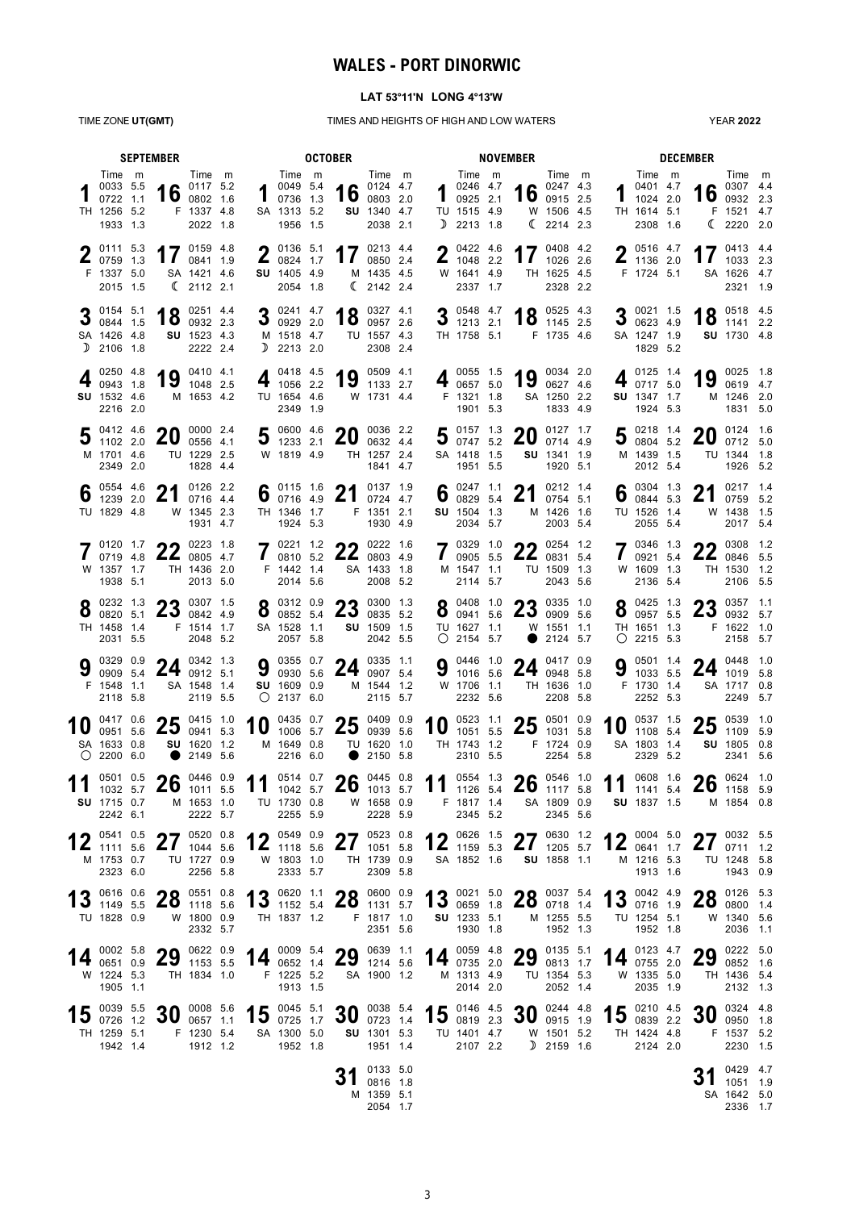# WALES - PORT DINORWIC

**LAT 53°11'N LONG 4°13'W**

TIME ZONE **UT(GMT)** — TIMES AND HEIGHTS OF HIGH AND LOW WATERS — YEAR **2022**

## SEPTEMBER

| Day | Time | m | Day | Time | m |
|---|---|---|---|---|---|
| 1 TH | 0033 | 5.5 | 16 F | 0117 | 5.2 |
| | 0722 | 1.1 | | 0802 | 1.6 |
| | 1256 | 5.2 | | 1337 | 4.8 |
| | 1933 | 1.3 | | 2022 | 1.8 |
| 2 F | 0111 | 5.3 | 17 SA ☾ | 0159 | 4.8 |
| | 0759 | 1.3 | | 0841 | 1.9 |
| | 1337 | 5.0 | | 1421 | 4.6 |
| | 2015 | 1.5 | | 2112 | 2.1 |
| 3 SA ☽ | 0154 | 5.1 | 18 SU | 0251 | 4.4 |
| | 0844 | 1.5 | | 0932 | 2.3 |
| | 1426 | 4.8 | | 1523 | 4.3 |
| | 2106 | 1.8 | | 2222 | 2.4 |
| 4 SU | 0250 | 4.8 | 19 M | 0410 | 4.1 |
| | 0943 | 1.8 | | 1048 | 2.5 |
| | 1532 | 4.6 | | 1653 | 4.2 |
| | 2216 | 2.0 | | | |
| 5 M | 0412 | 4.6 | 20 TU | 0000 | 2.4 |
| | 1102 | 2.0 | | 0556 | 4.1 |
| | 1701 | 4.6 | | 1229 | 2.5 |
| | 2349 | 2.0 | | 1828 | 4.4 |
| 6 TU | 0554 | 4.6 | 21 W | 0126 | 2.2 |
| | 1239 | 2.0 | | 0716 | 4.4 |
| | 1829 | 4.8 | | 1345 | 2.3 |
| | | | | 1931 | 4.7 |
| 7 W | 0120 | 1.7 | 22 TH | 0223 | 1.8 |
| | 0719 | 4.8 | | 0805 | 4.7 |
| | 1357 | 1.7 | | 1436 | 2.0 |
| | 1938 | 5.1 | | 2013 | 5.0 |
| 8 TH | 0232 | 1.3 | 23 F | 0307 | 1.5 |
| | 0820 | 5.1 | | 0842 | 4.9 |
| | 1458 | 1.4 | | 1514 | 1.7 |
| | 2031 | 5.5 | | 2048 | 5.2 |
| 9 F | 0329 | 0.9 | 24 SA | 0342 | 1.3 |
| | 0909 | 5.4 | | 0912 | 5.1 |
| | 1548 | 1.1 | | 1548 | 1.4 |
| | 2118 | 5.8 | | 2119 | 5.5 |
| 10 SA ○ | 0417 | 0.6 | 25 SU ● | 0415 | 1.0 |
| | 0951 | 5.6 | | 0941 | 5.3 |
| | 1633 | 0.8 | | 1620 | 1.2 |
| | 2200 | 6.0 | | 2149 | 5.6 |
| 11 SU | 0501 | 0.5 | 26 M | 0446 | 0.9 |
| | 1032 | 5.7 | | 1011 | 5.5 |
| | 1715 | 0.7 | | 1653 | 1.0 |
| | 2242 | 6.1 | | 2222 | 5.7 |
| 12 M | 0541 | 0.5 | 27 TU | 0520 | 0.8 |
| | 1111 | 5.6 | | 1044 | 5.6 |
| | 1753 | 0.7 | | 1727 | 0.9 |
| | 2323 | 6.0 | | 2256 | 5.8 |
| 13 TU | 0616 | 0.6 | 28 W | 0551 | 0.8 |
| | 1149 | 5.5 | | 1118 | 5.6 |
| | 1828 | 0.9 | | 1800 | 0.9 |
| | | | | 2332 | 5.7 |
| 14 W | 0002 | 5.8 | 29 TH | 0622 | 0.9 |
| | 0651 | 0.9 | | 1153 | 5.5 |
| | 1224 | 5.3 | | 1834 | 1.0 |
| | 1905 | 1.1 | | | |
| 15 TH | 0039 | 5.5 | 30 F | 0008 | 5.6 |
| | 0726 | 1.2 | | 0657 | 1.1 |
| | 1259 | 5.1 | | 1230 | 5.4 |
| | 1942 | 1.4 | | 1912 | 1.2 |

## OCTOBER

| Day | Time | m | Day | Time | m |
|---|---|---|---|---|---|
| 1 SA | 0049 | 5.4 | 16 SU | 0124 | 4.7 |
| | 0736 | 1.3 | | 0803 | 2.0 |
| | 1313 | 5.2 | | 1340 | 4.7 |
| | 1956 | 1.5 | | 2038 | 2.1 |
| 2 SU | 0136 | 5.1 | 17 M ☾ | 0213 | 4.4 |
| | 0824 | 1.7 | | 0850 | 2.4 |
| | 1405 | 4.9 | | 1435 | 4.5 |
| | 2054 | 1.8 | | 2142 | 2.4 |
| 3 M ☽ | 0241 | 4.7 | 18 TU | 0327 | 4.1 |
| | 0929 | 2.0 | | 0957 | 2.6 |
| | 1518 | 4.7 | | 1557 | 4.3 |
| | 2213 | 2.0 | | 2308 | 2.4 |
| 4 TU | 0418 | 4.5 | 19 W | 0509 | 4.1 |
| | 1056 | 2.2 | | 1133 | 2.7 |
| | 1654 | 4.6 | | 1731 | 4.4 |
| | 2349 | 1.9 | | | |
| 5 W | 0600 | 4.6 | 20 TH | 0036 | 2.2 |
| | 1233 | 2.1 | | 0632 | 4.4 |
| | 1819 | 4.9 | | 1257 | 2.4 |
| | | | | 1841 | 4.7 |
| 6 TH | 0115 | 1.6 | 21 F | 0137 | 1.9 |
| | 0716 | 4.9 | | 0724 | 4.7 |
| | 1346 | 1.7 | | 1351 | 2.1 |
| | 1924 | 5.3 | | 1930 | 4.9 |
| 7 F | 0221 | 1.2 | 22 SA | 0222 | 1.6 |
| | 0810 | 5.2 | | 0803 | 4.9 |
| | 1442 | 1.4 | | 1433 | 1.8 |
| | 2014 | 5.6 | | 2008 | 5.2 |
| 8 SA | 0312 | 0.9 | 23 SU | 0300 | 1.3 |
| | 0852 | 5.4 | | 0835 | 5.2 |
| | 1528 | 1.1 | | 1509 | 1.5 |
| | 2057 | 5.8 | | 2042 | 5.5 |
| 9 SU ○ | 0355 | 0.7 | 24 M | 0335 | 1.1 |
| | 0930 | 5.6 | | 0907 | 5.4 |
| | 1609 | 0.9 | | 1544 | 1.2 |
| | 2137 | 6.0 | | 2115 | 5.7 |
| 10 M | 0435 | 0.7 | 25 TU ● | 0409 | 0.9 |
| | 1006 | 5.7 | | 0939 | 5.6 |
| | 1649 | 0.8 | | 1620 | 1.0 |
| | 2216 | 6.0 | | 2150 | 5.8 |
| 11 TU | 0514 | 0.7 | 26 W | 0445 | 0.8 |
| | 1042 | 5.7 | | 1013 | 5.7 |
| | 1730 | 0.8 | | 1658 | 0.9 |
| | 2255 | 5.9 | | 2228 | 5.9 |
| 12 W | 0549 | 0.9 | 27 TH | 0523 | 0.8 |
| | 1118 | 5.6 | | 1051 | 5.8 |
| | 1803 | 1.0 | | 1739 | 0.9 |
| | 2333 | 5.7 | | 2309 | 5.8 |
| 13 TH | 0620 | 1.1 | 28 F | 0600 | 0.9 |
| | 1152 | 5.4 | | 1131 | 5.7 |
| | 1837 | 1.2 | | 1817 | 1.0 |
| | | | | 2351 | 5.6 |
| 14 F | 0009 | 5.4 | 29 SA | 0639 | 1.1 |
| | 0652 | 1.4 | | 1214 | 5.6 |
| | 1225 | 5.2 | | 1900 | 1.2 |
| | 1913 | 1.5 | | | |
| 15 SA | 0045 | 5.1 | 30 SU | 0038 | 5.4 |
| | 0725 | 1.7 | | 0723 | 1.4 |
| | 1300 | 5.0 | | 1301 | 5.3 |
| | 1952 | 1.8 | | 1951 | 1.4 |
| | | | 31 M | 0133 | 5.0 |
| | | | | 0816 | 1.8 |
| | | | | 1359 | 5.1 |
| | | | | 2054 | 1.7 |

## NOVEMBER

| Day | Time | m | Day | Time | m |
|---|---|---|---|---|---|
| 1 TU ☽ | 0246 | 4.7 | 16 W ☾ | 0247 | 4.3 |
| | 0925 | 2.1 | | 0915 | 2.5 |
| | 1515 | 4.9 | | 1506 | 4.5 |
| | 2213 | 1.8 | | 2214 | 2.3 |
| 2 W | 0422 | 4.6 | 17 TH | 0408 | 4.2 |
| | 1048 | 2.2 | | 1026 | 2.6 |
| | 1641 | 4.9 | | 1625 | 4.5 |
| | 2337 | 1.7 | | 2328 | 2.2 |
| 3 TH | 0548 | 4.7 | 18 F | 0525 | 4.3 |
| | 1213 | 2.1 | | 1145 | 2.5 |
| | 1758 | 5.1 | | 1735 | 4.6 |
| 4 F | 0055 | 1.5 | 19 SA | 0034 | 2.0 |
| | 0657 | 5.0 | | 0627 | 4.6 |
| | 1321 | 1.8 | | 1250 | 2.2 |
| | 1901 | 5.3 | | 1833 | 4.9 |
| 5 SA | 0157 | 1.3 | 20 SU | 0127 | 1.7 |
| | 0747 | 5.2 | | 0714 | 4.9 |
| | 1418 | 1.5 | | 1341 | 1.9 |
| | 1951 | 5.5 | | 1920 | 5.1 |
| 6 SU | 0247 | 1.1 | 21 M | 0212 | 1.4 |
| | 0829 | 5.4 | | 0754 | 5.1 |
| | 1504 | 1.3 | | 1426 | 1.6 |
| | 2034 | 5.7 | | 2003 | 5.4 |
| 7 M | 0329 | 1.0 | 22 TU | 0254 | 1.2 |
| | 0905 | 5.5 | | 0831 | 5.4 |
| | 1547 | 1.1 | | 1509 | 1.3 |
| | 2114 | 5.7 | | 2043 | 5.6 |
| 8 TU ○ | 0408 | 1.0 | 23 W ● | 0335 | 1.0 |
| | 0941 | 5.6 | | 0909 | 5.6 |
| | 1627 | 1.1 | | 1551 | 1.1 |
| | 2154 | 5.7 | | 2124 | 5.7 |
| 9 W | 0446 | 1.0 | 24 TH | 0417 | 0.9 |
| | 1016 | 5.6 | | 0948 | 5.8 |
| | 1706 | 1.1 | | 1636 | 1.0 |
| | 2232 | 5.6 | | 2208 | 5.8 |
| 10 TH | 0523 | 1.1 | 25 F | 0501 | 0.9 |
| | 1051 | 5.5 | | 1031 | 5.8 |
| | 1743 | 1.2 | | 1724 | 0.9 |
| | 2310 | 5.5 | | 2254 | 5.8 |
| 11 F | 0554 | 1.3 | 26 SA | 0546 | 1.0 |
| | 1126 | 5.4 | | 1117 | 5.8 |
| | 1817 | 1.4 | | 1809 | 0.9 |
| | 2345 | 5.2 | | 2345 | 5.6 |
| 12 SA | 0626 | 1.5 | 27 SU | 0630 | 1.2 |
| | 1159 | 5.3 | | 1205 | 5.7 |
| | 1852 | 1.6 | | 1858 | 1.1 |
| 13 SU | 0021 | 5.0 | 28 M | 0037 | 5.4 |
| | 0659 | 1.8 | | 0718 | 1.4 |
| | 1233 | 5.1 | | 1255 | 5.5 |
| | 1930 | 1.8 | | 1952 | 1.3 |
| 14 M | 0059 | 4.8 | 29 TU | 0135 | 5.1 |
| | 0735 | 2.0 | | 0813 | 1.7 |
| | 1313 | 4.9 | | 1354 | 5.3 |
| | 2014 | 2.0 | | 2052 | 1.4 |
| 15 TU | 0146 | 4.5 | 30 W ☽ | 0244 | 4.8 |
| | 0819 | 2.3 | | 0915 | 1.9 |
| | 1401 | 4.7 | | 1501 | 5.2 |
| | 2107 | 2.2 | | 2159 | 1.6 |

## DECEMBER

| Day | Time | m | Day | Time | m |
|---|---|---|---|---|---|
| 1 TH | 0401 | 4.7 | 16 F ☾ | 0307 | 4.4 |
| | 1024 | 2.0 | | 0932 | 2.3 |
| | 1614 | 5.1 | | 1521 | 4.7 |
| | 2308 | 1.6 | | 2220 | 2.0 |
| 2 F | 0516 | 4.7 | 17 SA | 0413 | 4.4 |
| | 1136 | 2.0 | | 1033 | 2.3 |
| | 1724 | 5.1 | | 1626 | 4.7 |
| | | | | 2321 | 1.9 |
| 3 SA | 0021 | 1.5 | 18 SU | 0518 | 4.5 |
| | 0623 | 4.9 | | 1141 | 2.2 |
| | 1247 | 1.9 | | 1730 | 4.8 |
| | 1829 | 5.2 | | | |
| 4 SU | 0125 | 1.4 | 19 M | 0025 | 1.8 |
| | 0717 | 5.0 | | 0619 | 4.7 |
| | 1347 | 1.7 | | 1246 | 2.0 |
| | 1924 | 5.3 | | 1831 | 5.0 |
| 5 M | 0218 | 1.4 | 20 TU | 0124 | 1.6 |
| | 0804 | 5.2 | | 0712 | 5.0 |
| | 1439 | 1.5 | | 1344 | 1.8 |
| | 2012 | 5.4 | | 1926 | 5.2 |
| 6 TU | 0304 | 1.3 | 21 W | 0217 | 1.4 |
| | 0844 | 5.3 | | 0759 | 5.2 |
| | 1526 | 1.4 | | 1438 | 1.5 |
| | 2055 | 5.4 | | 2017 | 5.4 |
| 7 W | 0346 | 1.3 | 22 TH | 0308 | 1.2 |
| | 0921 | 5.4 | | 0846 | 5.5 |
| | 1609 | 1.3 | | 1530 | 1.2 |
| | 2136 | 5.4 | | 2106 | 5.5 |
| 8 TH ○ | 0425 | 1.3 | 23 F | 0357 | 1.1 |
| | 0957 | 5.5 | | 0932 | 5.7 |
| | 1651 | 1.3 | | 1622 | 1.0 |
| | 2215 | 5.3 | | 2158 | 5.7 |
| 9 F | 0501 | 1.4 | 24 SA | 0448 | 1.0 |
| | 1033 | 5.5 | | 1019 | 5.8 |
| | 1730 | 1.4 | | 1717 | 0.8 |
| | 2252 | 5.3 | | 2249 | 5.7 |
| 10 SA | 0537 | 1.5 | 25 SU | 0539 | 1.0 |
| | 1108 | 5.4 | | 1109 | 5.9 |
| | 1803 | 1.4 | | 1805 | 0.8 |
| | 2329 | 5.2 | | 2341 | 5.6 |
| 11 SU | 0608 | 1.6 | 26 M | 0624 | 1.0 |
| | 1141 | 5.4 | | 1158 | 5.9 |
| | 1837 | 1.5 | | 1854 | 0.8 |
| 12 M | 0004 | 5.0 | 27 TU | 0032 | 5.5 |
| | 0641 | 1.7 | | 0711 | 1.2 |
| | 1216 | 5.3 | | 1248 | 5.8 |
| | 1913 | 1.6 | | 1943 | 0.9 |
| 13 TU | 0042 | 4.9 | 28 W | 0126 | 5.3 |
| | 0716 | 1.9 | | 0800 | 1.4 |
| | 1254 | 5.1 | | 1340 | 5.6 |
| | 1952 | 1.8 | | 2036 | 1.1 |
| 14 W | 0123 | 4.7 | 29 TH | 0222 | 5.0 |
| | 0755 | 2.0 | | 0852 | 1.6 |
| | 1335 | 5.0 | | 1436 | 5.4 |
| | 2035 | 1.9 | | 2132 | 1.3 |
| 15 TH | 0210 | 4.5 | 30 F | 0324 | 4.8 |
| | 0839 | 2.2 | | 0950 | 1.8 |
| | 1424 | 4.8 | | 1537 | 5.2 |
| | 2124 | 2.0 | | 2230 | 1.5 |
| | | | 31 SA | 0429 | 4.7 |
| | | | | 1051 | 1.9 |
| | | | | 1642 | 5.0 |
| | | | | 2336 | 1.7 |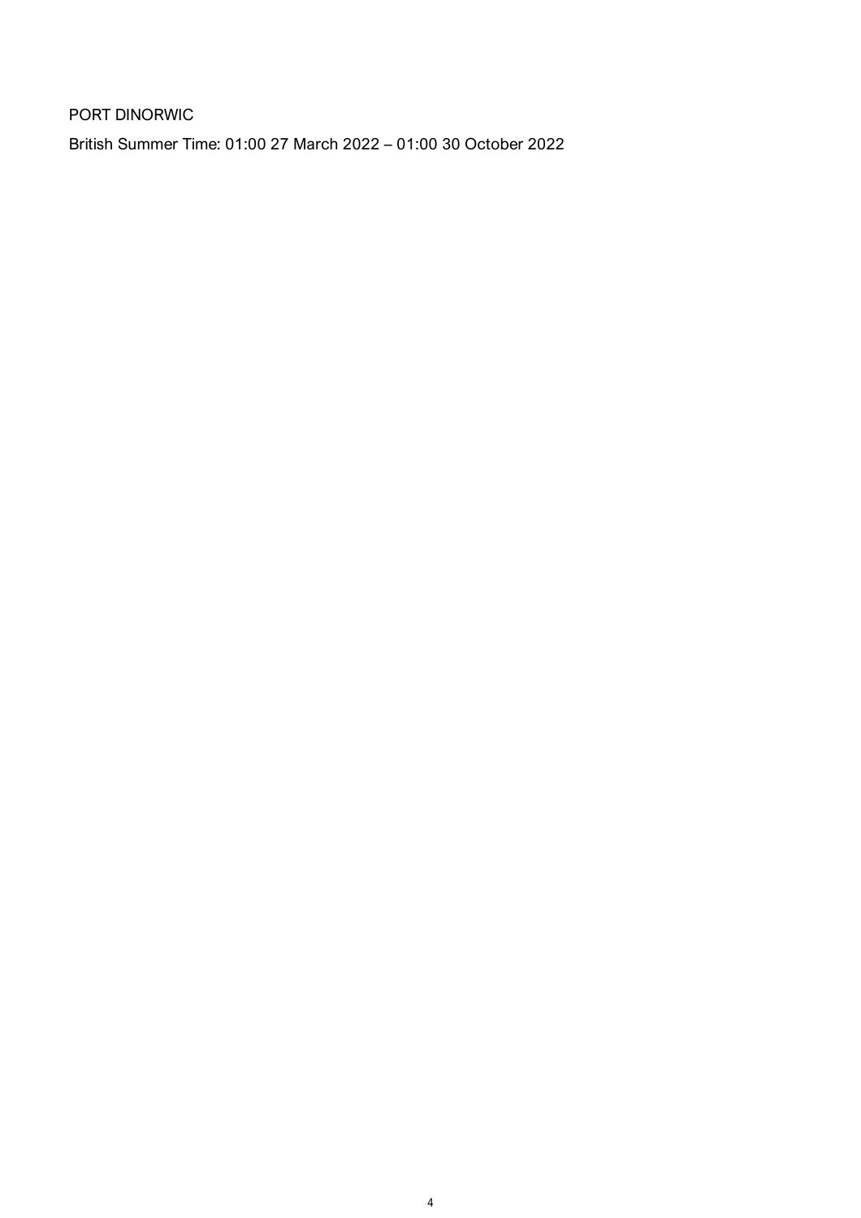PORT DINORWIC

British Summer Time: 01:00 27 March 2022 – 01:00 30 October 2022